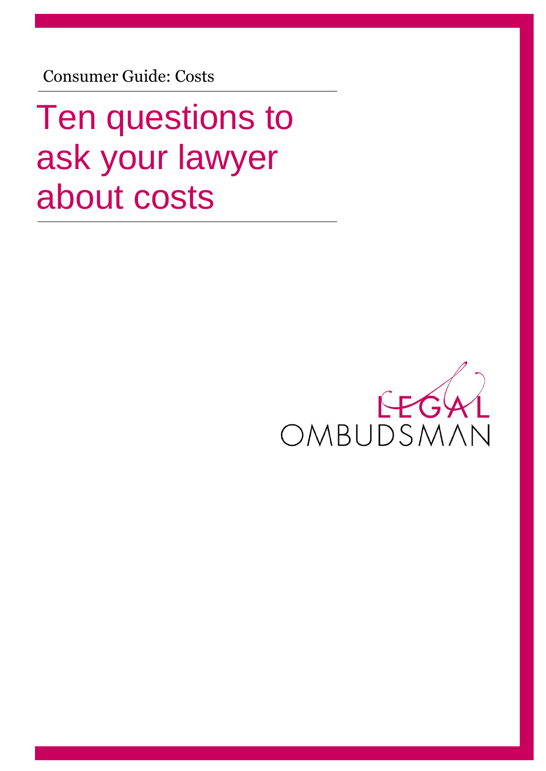Consumer Guide: Costs

# Ten questions to ask your lawyer about costs

LEGAL OMBUDSMAN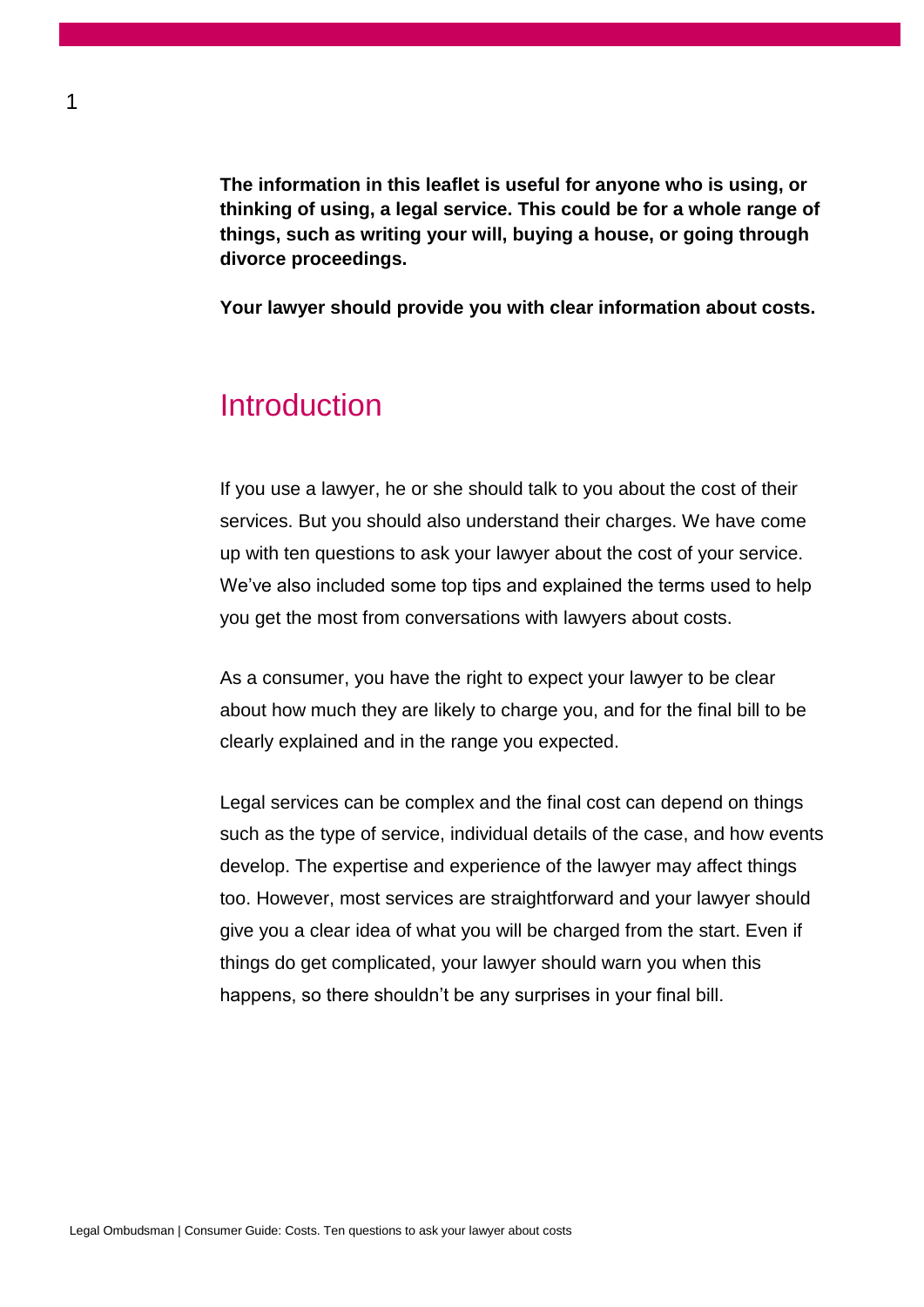**The information in this leaflet is useful for anyone who is using, or thinking of using, a legal service. This could be for a whole range of things, such as writing your will, buying a house, or going through divorce proceedings.**

**Your lawyer should provide you with clear information about costs.**

## Introduction

If you use a lawyer, he or she should talk to you about the cost of their services. But you should also understand their charges. We have come up with ten questions to ask your lawyer about the cost of your service. We've also included some top tips and explained the terms used to help you get the most from conversations with lawyers about costs.

As a consumer, you have the right to expect your lawyer to be clear about how much they are likely to charge you, and for the final bill to be clearly explained and in the range you expected.

Legal services can be complex and the final cost can depend on things such as the type of service, individual details of the case, and how events develop. The expertise and experience of the lawyer may affect things too. However, most services are straightforward and your lawyer should give you a clear idea of what you will be charged from the start. Even if things do get complicated, your lawyer should warn you when this happens, so there shouldn't be any surprises in your final bill.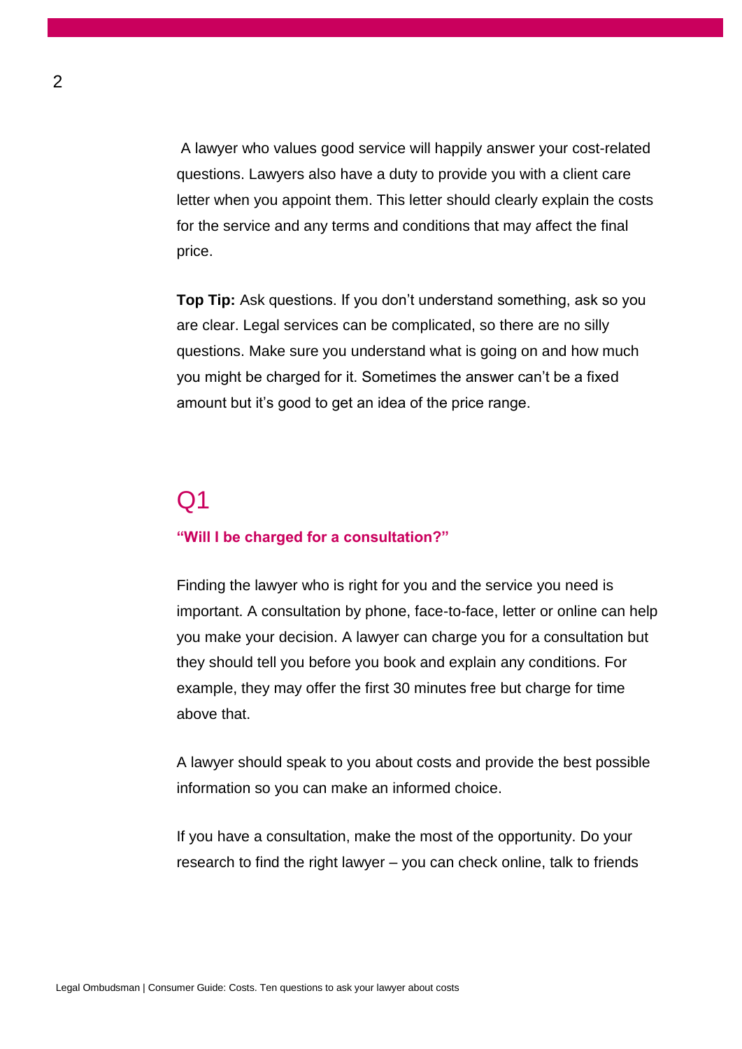A lawyer who values good service will happily answer your cost-related questions. Lawyers also have a duty to provide you with a client care letter when you appoint them. This letter should clearly explain the costs for the service and any terms and conditions that may affect the final price.

**Top Tip:** Ask questions. If you don't understand something, ask so you are clear. Legal services can be complicated, so there are no silly questions. Make sure you understand what is going on and how much you might be charged for it. Sometimes the answer can't be a fixed amount but it's good to get an idea of the price range.

## Q1

### "Will I be charged for a consultation?"

Finding the lawyer who is right for you and the service you need is important. A consultation by phone, face-to-face, letter or online can help you make your decision. A lawyer can charge you for a consultation but they should tell you before you book and explain any conditions. For example, they may offer the first 30 minutes free but charge for time above that.

A lawyer should speak to you about costs and provide the best possible information so you can make an informed choice.

If you have a consultation, make the most of the opportunity. Do your research to find the right lawyer – you can check online, talk to friends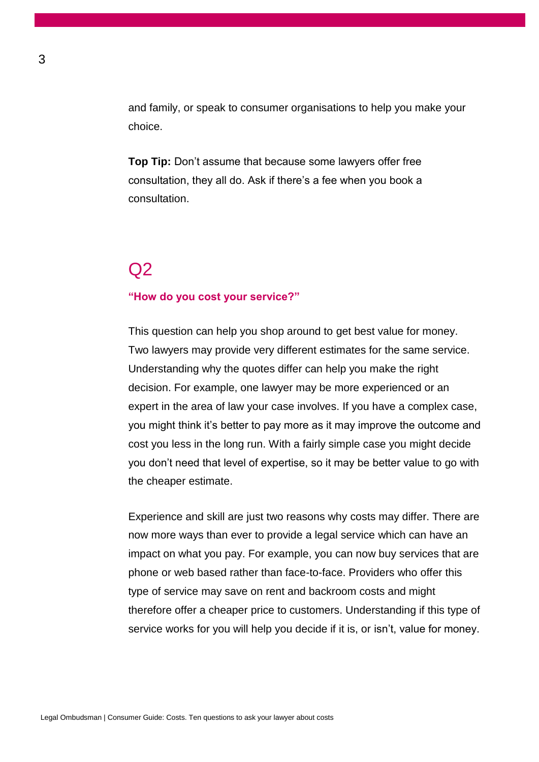and family, or speak to consumer organisations to help you make your choice.

**Top Tip:** Don't assume that because some lawyers offer free consultation, they all do. Ask if there's a fee when you book a consultation.

## Q2

### "How do you cost your service?"

This question can help you shop around to get best value for money. Two lawyers may provide very different estimates for the same service. Understanding why the quotes differ can help you make the right decision. For example, one lawyer may be more experienced or an expert in the area of law your case involves. If you have a complex case, you might think it's better to pay more as it may improve the outcome and cost you less in the long run. With a fairly simple case you might decide you don't need that level of expertise, so it may be better value to go with the cheaper estimate.

Experience and skill are just two reasons why costs may differ. There are now more ways than ever to provide a legal service which can have an impact on what you pay. For example, you can now buy services that are phone or web based rather than face-to-face. Providers who offer this type of service may save on rent and backroom costs and might therefore offer a cheaper price to customers. Understanding if this type of service works for you will help you decide if it is, or isn't, value for money.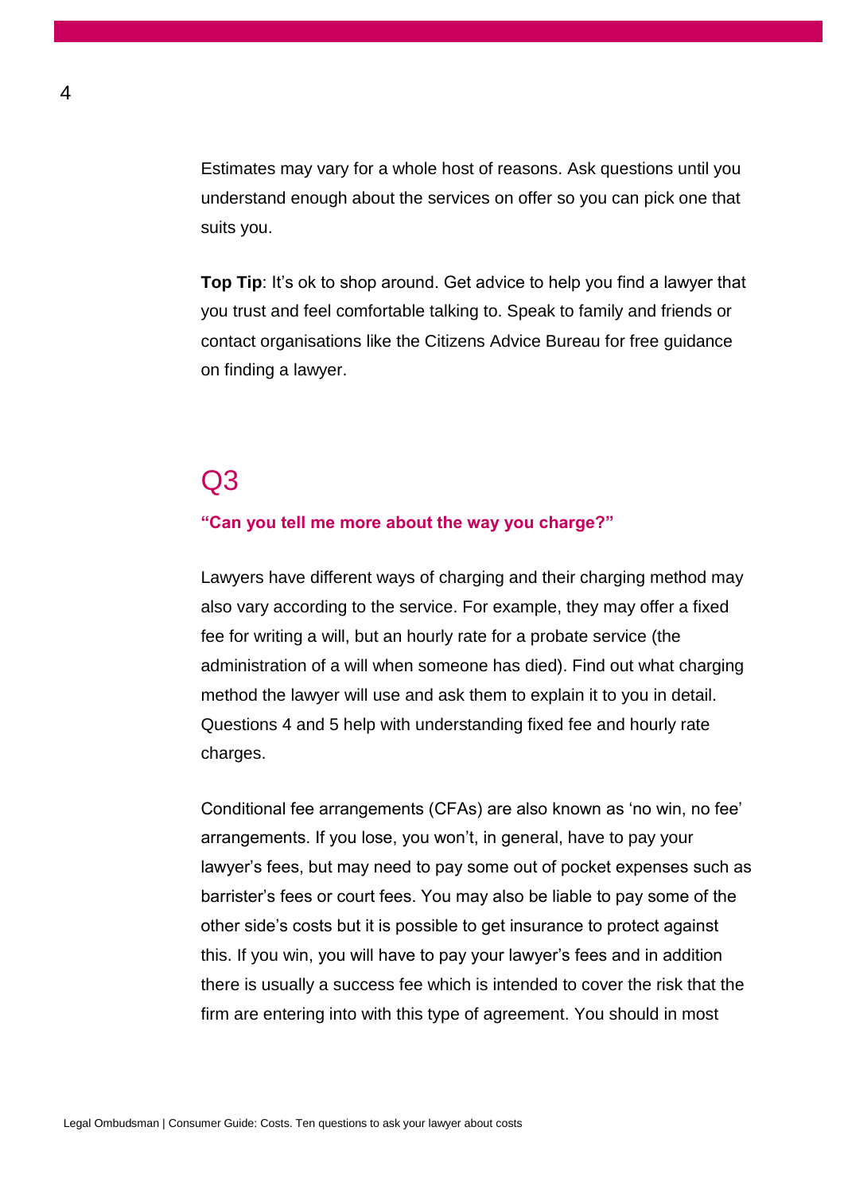Estimates may vary for a whole host of reasons. Ask questions until you understand enough about the services on offer so you can pick one that suits you.

**Top Tip**: It's ok to shop around. Get advice to help you find a lawyer that you trust and feel comfortable talking to. Speak to family and friends or contact organisations like the Citizens Advice Bureau for free guidance on finding a lawyer.

## Q3

### "Can you tell me more about the way you charge?"

Lawyers have different ways of charging and their charging method may also vary according to the service. For example, they may offer a fixed fee for writing a will, but an hourly rate for a probate service (the administration of a will when someone has died). Find out what charging method the lawyer will use and ask them to explain it to you in detail. Questions 4 and 5 help with understanding fixed fee and hourly rate charges.

Conditional fee arrangements (CFAs) are also known as 'no win, no fee' arrangements. If you lose, you won't, in general, have to pay your lawyer's fees, but may need to pay some out of pocket expenses such as barrister's fees or court fees. You may also be liable to pay some of the other side's costs but it is possible to get insurance to protect against this. If you win, you will have to pay your lawyer's fees and in addition there is usually a success fee which is intended to cover the risk that the firm are entering into with this type of agreement. You should in most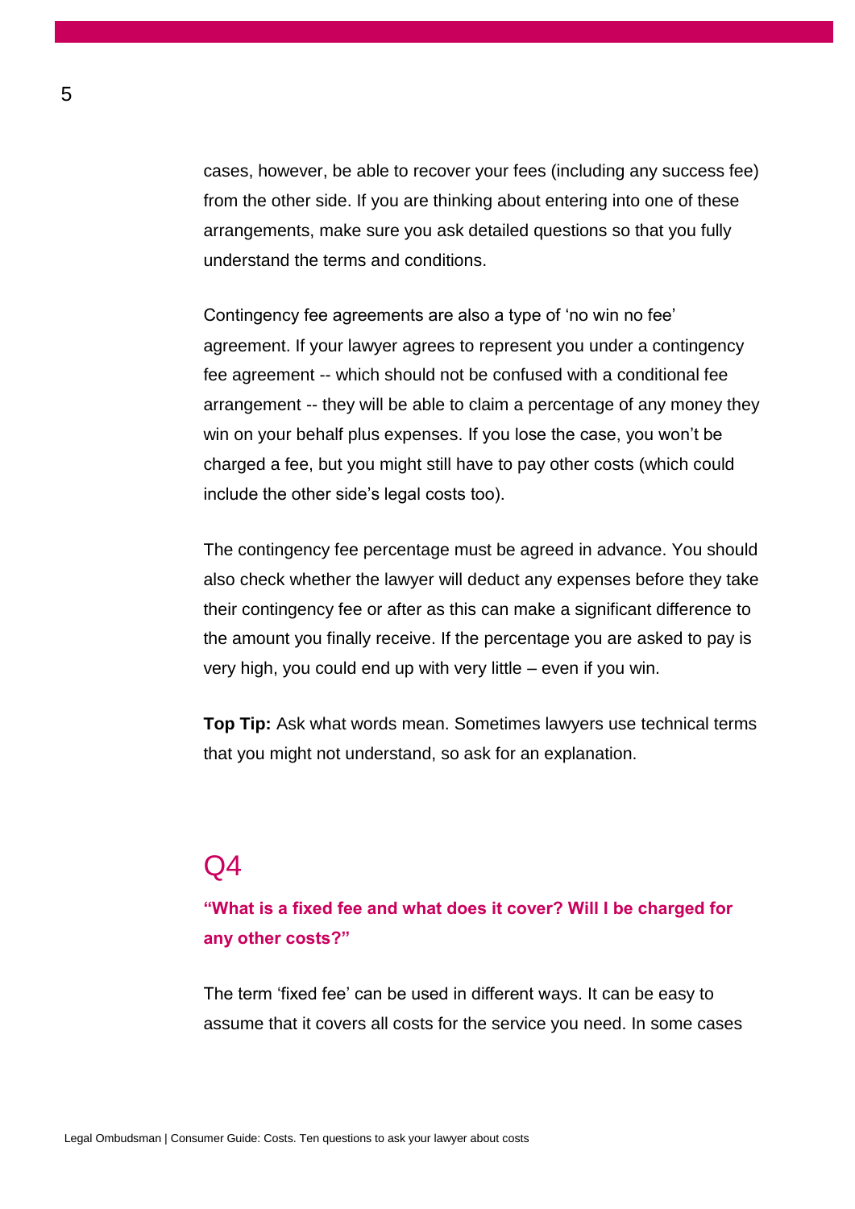cases, however, be able to recover your fees (including any success fee) from the other side. If you are thinking about entering into one of these arrangements, make sure you ask detailed questions so that you fully understand the terms and conditions.

Contingency fee agreements are also a type of 'no win no fee' agreement. If your lawyer agrees to represent you under a contingency fee agreement -- which should not be confused with a conditional fee arrangement -- they will be able to claim a percentage of any money they win on your behalf plus expenses. If you lose the case, you won't be charged a fee, but you might still have to pay other costs (which could include the other side's legal costs too).

The contingency fee percentage must be agreed in advance. You should also check whether the lawyer will deduct any expenses before they take their contingency fee or after as this can make a significant difference to the amount you finally receive. If the percentage you are asked to pay is very high, you could end up with very little – even if you win.

**Top Tip:** Ask what words mean. Sometimes lawyers use technical terms that you might not understand, so ask for an explanation.

## Q4

### "What is a fixed fee and what does it cover? Will I be charged for any other costs?"

The term 'fixed fee' can be used in different ways. It can be easy to assume that it covers all costs for the service you need. In some cases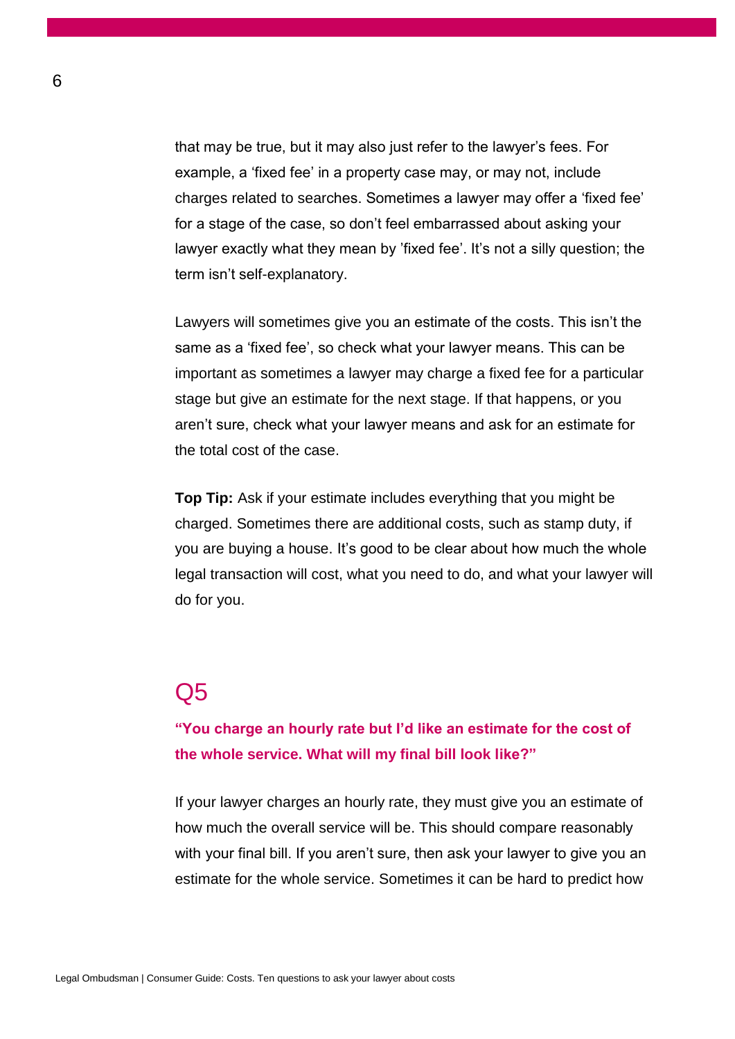that may be true, but it may also just refer to the lawyer's fees. For example, a 'fixed fee' in a property case may, or may not, include charges related to searches. Sometimes a lawyer may offer a 'fixed fee' for a stage of the case, so don't feel embarrassed about asking your lawyer exactly what they mean by 'fixed fee'. It's not a silly question; the term isn't self-explanatory.

Lawyers will sometimes give you an estimate of the costs. This isn't the same as a 'fixed fee', so check what your lawyer means. This can be important as sometimes a lawyer may charge a fixed fee for a particular stage but give an estimate for the next stage. If that happens, or you aren't sure, check what your lawyer means and ask for an estimate for the total cost of the case.

**Top Tip:** Ask if your estimate includes everything that you might be charged. Sometimes there are additional costs, such as stamp duty, if you are buying a house. It's good to be clear about how much the whole legal transaction will cost, what you need to do, and what your lawyer will do for you.

## Q5

### "You charge an hourly rate but I'd like an estimate for the cost of the whole service. What will my final bill look like?"

If your lawyer charges an hourly rate, they must give you an estimate of how much the overall service will be. This should compare reasonably with your final bill. If you aren't sure, then ask your lawyer to give you an estimate for the whole service. Sometimes it can be hard to predict how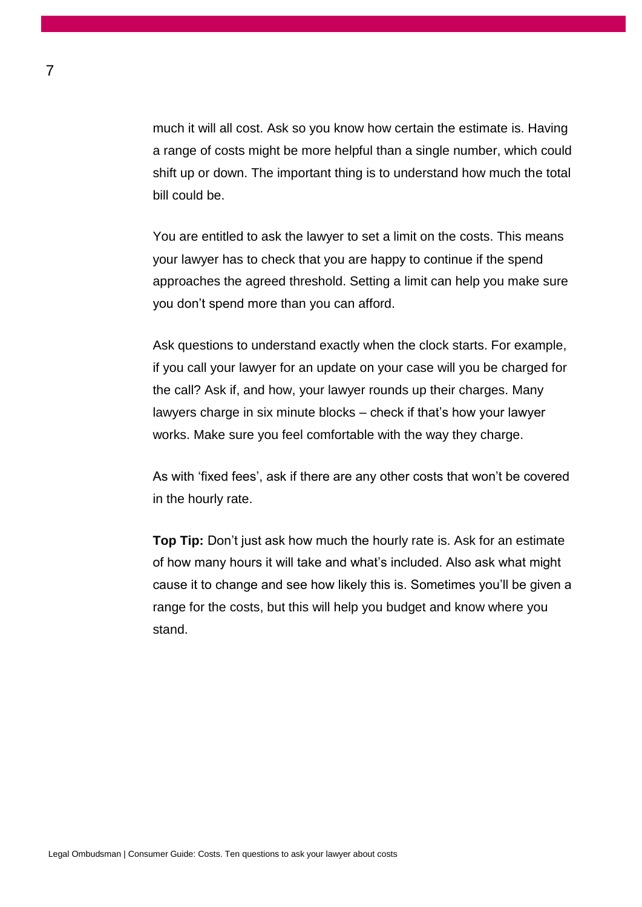much it will all cost. Ask so you know how certain the estimate is. Having a range of costs might be more helpful than a single number, which could shift up or down. The important thing is to understand how much the total bill could be.

You are entitled to ask the lawyer to set a limit on the costs. This means your lawyer has to check that you are happy to continue if the spend approaches the agreed threshold. Setting a limit can help you make sure you don't spend more than you can afford.

Ask questions to understand exactly when the clock starts. For example, if you call your lawyer for an update on your case will you be charged for the call? Ask if, and how, your lawyer rounds up their charges. Many lawyers charge in six minute blocks – check if that's how your lawyer works. Make sure you feel comfortable with the way they charge.

As with 'fixed fees', ask if there are any other costs that won't be covered in the hourly rate.

**Top Tip:** Don't just ask how much the hourly rate is. Ask for an estimate of how many hours it will take and what's included. Also ask what might cause it to change and see how likely this is. Sometimes you'll be given a range for the costs, but this will help you budget and know where you stand.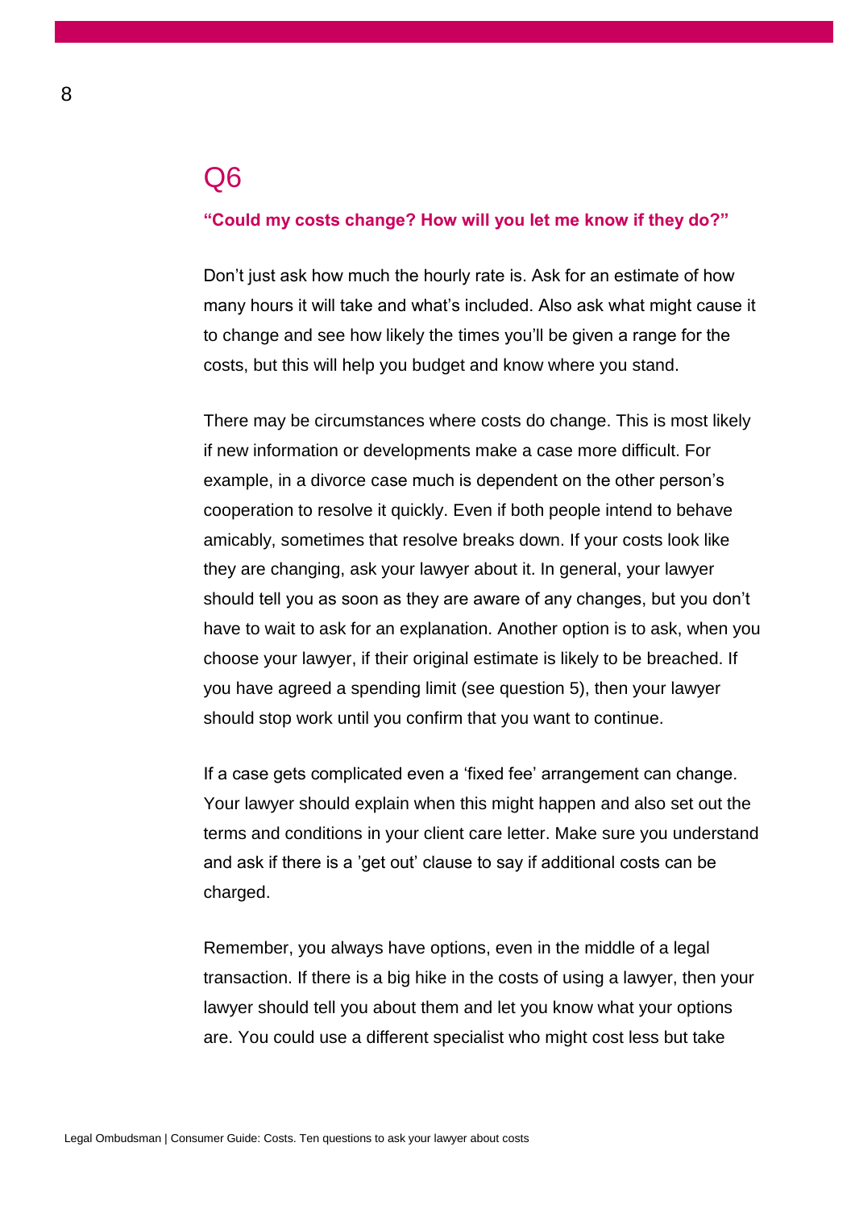## Q6

**"Could my costs change? How will you let me know if they do?"**

Don't just ask how much the hourly rate is. Ask for an estimate of how many hours it will take and what's included. Also ask what might cause it to change and see how likely the times you'll be given a range for the costs, but this will help you budget and know where you stand.

There may be circumstances where costs do change. This is most likely if new information or developments make a case more difficult. For example, in a divorce case much is dependent on the other person's cooperation to resolve it quickly. Even if both people intend to behave amicably, sometimes that resolve breaks down. If your costs look like they are changing, ask your lawyer about it. In general, your lawyer should tell you as soon as they are aware of any changes, but you don't have to wait to ask for an explanation. Another option is to ask, when you choose your lawyer, if their original estimate is likely to be breached. If you have agreed a spending limit (see question 5), then your lawyer should stop work until you confirm that you want to continue.

If a case gets complicated even a 'fixed fee' arrangement can change. Your lawyer should explain when this might happen and also set out the terms and conditions in your client care letter. Make sure you understand and ask if there is a 'get out' clause to say if additional costs can be charged.

Remember, you always have options, even in the middle of a legal transaction. If there is a big hike in the costs of using a lawyer, then your lawyer should tell you about them and let you know what your options are. You could use a different specialist who might cost less but take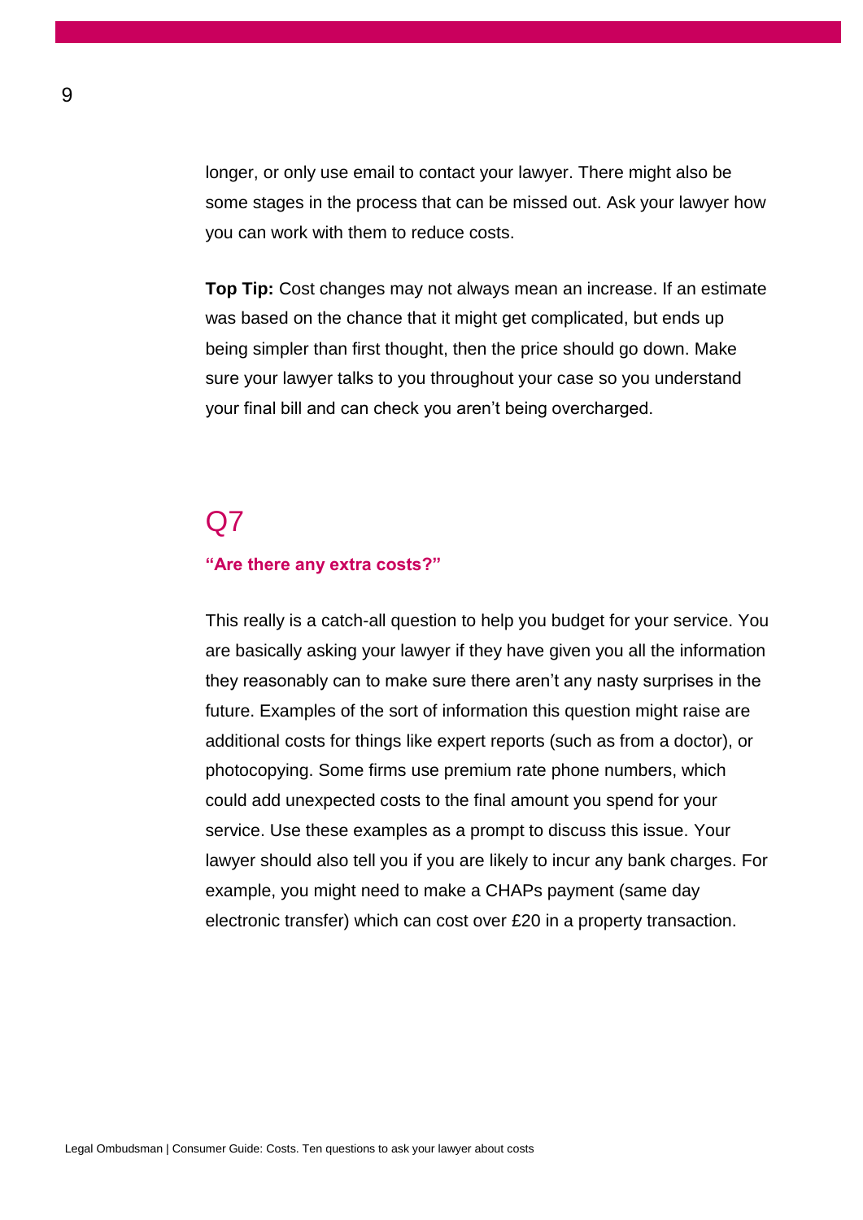longer, or only use email to contact your lawyer. There might also be some stages in the process that can be missed out. Ask your lawyer how you can work with them to reduce costs.

**Top Tip:** Cost changes may not always mean an increase. If an estimate was based on the chance that it might get complicated, but ends up being simpler than first thought, then the price should go down. Make sure your lawyer talks to you throughout your case so you understand your final bill and can check you aren't being overcharged.

## Q7

### "Are there any extra costs?"

This really is a catch-all question to help you budget for your service. You are basically asking your lawyer if they have given you all the information they reasonably can to make sure there aren't any nasty surprises in the future. Examples of the sort of information this question might raise are additional costs for things like expert reports (such as from a doctor), or photocopying. Some firms use premium rate phone numbers, which could add unexpected costs to the final amount you spend for your service. Use these examples as a prompt to discuss this issue. Your lawyer should also tell you if you are likely to incur any bank charges. For example, you might need to make a CHAPs payment (same day electronic transfer) which can cost over £20 in a property transaction.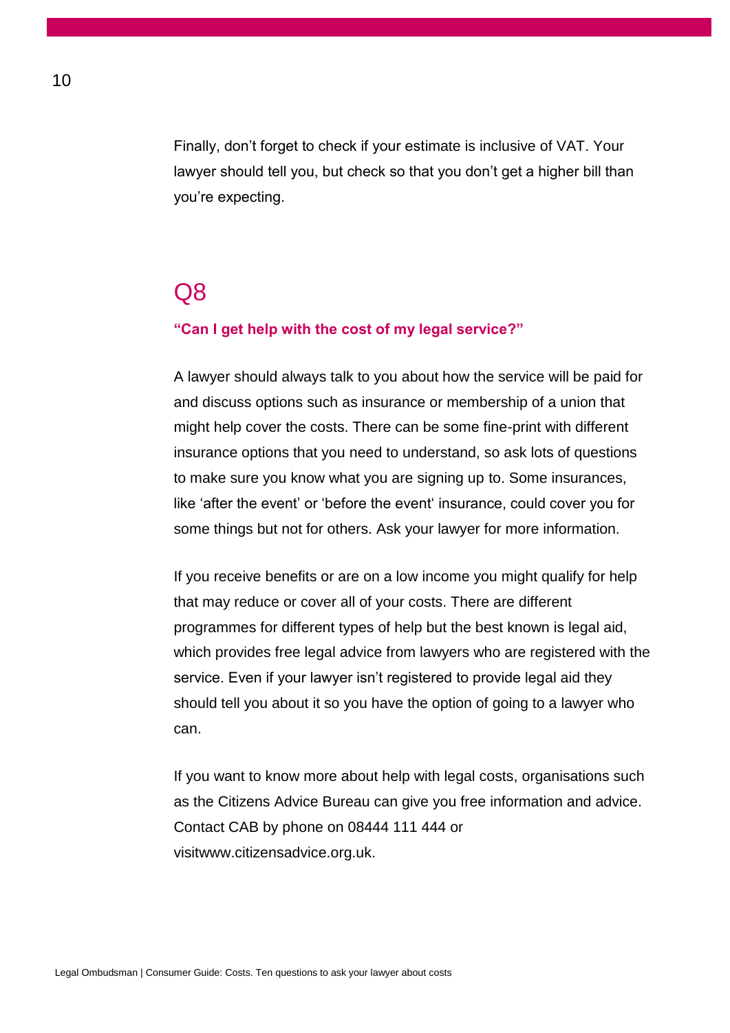Finally, don't forget to check if your estimate is inclusive of VAT. Your lawyer should tell you, but check so that you don't get a higher bill than you're expecting.

## Q8

**"Can I get help with the cost of my legal service?"**

A lawyer should always talk to you about how the service will be paid for and discuss options such as insurance or membership of a union that might help cover the costs. There can be some fine-print with different insurance options that you need to understand, so ask lots of questions to make sure you know what you are signing up to. Some insurances, like 'after the event' or 'before the event' insurance, could cover you for some things but not for others. Ask your lawyer for more information.

If you receive benefits or are on a low income you might qualify for help that may reduce or cover all of your costs. There are different programmes for different types of help but the best known is legal aid, which provides free legal advice from lawyers who are registered with the service. Even if your lawyer isn't registered to provide legal aid they should tell you about it so you have the option of going to a lawyer who can.

If you want to know more about help with legal costs, organisations such as the Citizens Advice Bureau can give you free information and advice. Contact CAB by phone on 08444 111 444 or visitwww.citizensadvice.org.uk.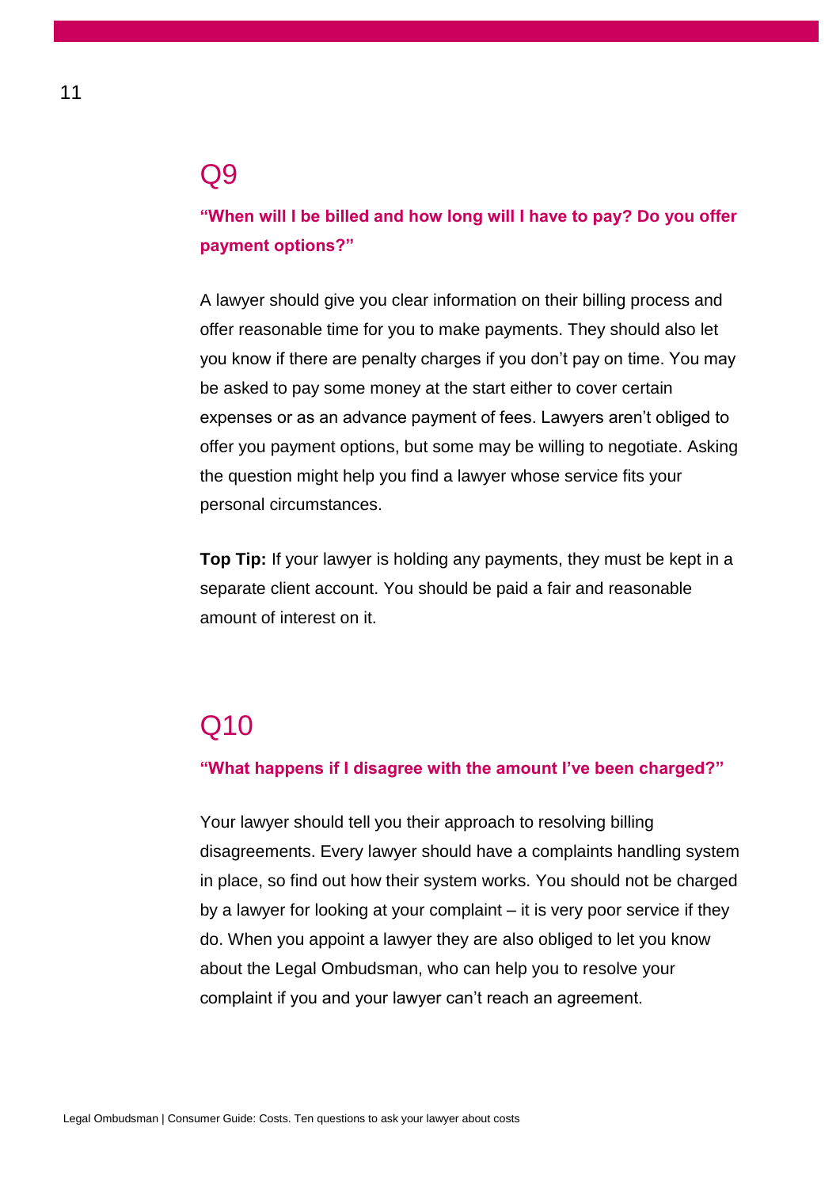## Q9

**"When will I be billed and how long will I have to pay? Do you offer payment options?"**

A lawyer should give you clear information on their billing process and offer reasonable time for you to make payments. They should also let you know if there are penalty charges if you don't pay on time. You may be asked to pay some money at the start either to cover certain expenses or as an advance payment of fees. Lawyers aren't obliged to offer you payment options, but some may be willing to negotiate. Asking the question might help you find a lawyer whose service fits your personal circumstances.

**Top Tip:** If your lawyer is holding any payments, they must be kept in a separate client account. You should be paid a fair and reasonable amount of interest on it.

## Q10

**"What happens if I disagree with the amount I've been charged?"**

Your lawyer should tell you their approach to resolving billing disagreements. Every lawyer should have a complaints handling system in place, so find out how their system works. You should not be charged by a lawyer for looking at your complaint – it is very poor service if they do. When you appoint a lawyer they are also obliged to let you know about the Legal Ombudsman, who can help you to resolve your complaint if you and your lawyer can't reach an agreement.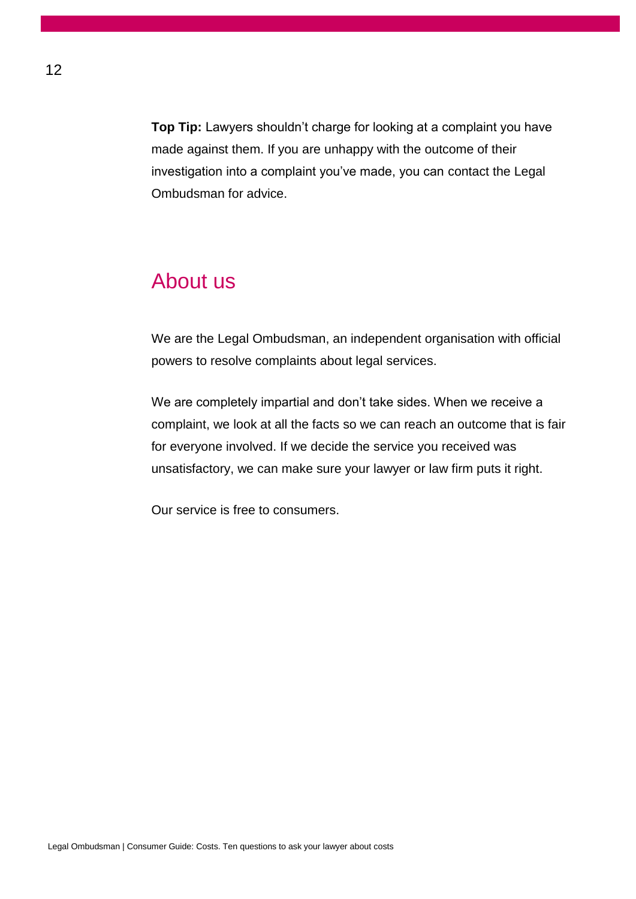**Top Tip:** Lawyers shouldn't charge for looking at a complaint you have made against them. If you are unhappy with the outcome of their investigation into a complaint you've made, you can contact the Legal Ombudsman for advice.

## About us

We are the Legal Ombudsman, an independent organisation with official powers to resolve complaints about legal services.

We are completely impartial and don't take sides. When we receive a complaint, we look at all the facts so we can reach an outcome that is fair for everyone involved. If we decide the service you received was unsatisfactory, we can make sure your lawyer or law firm puts it right.

Our service is free to consumers.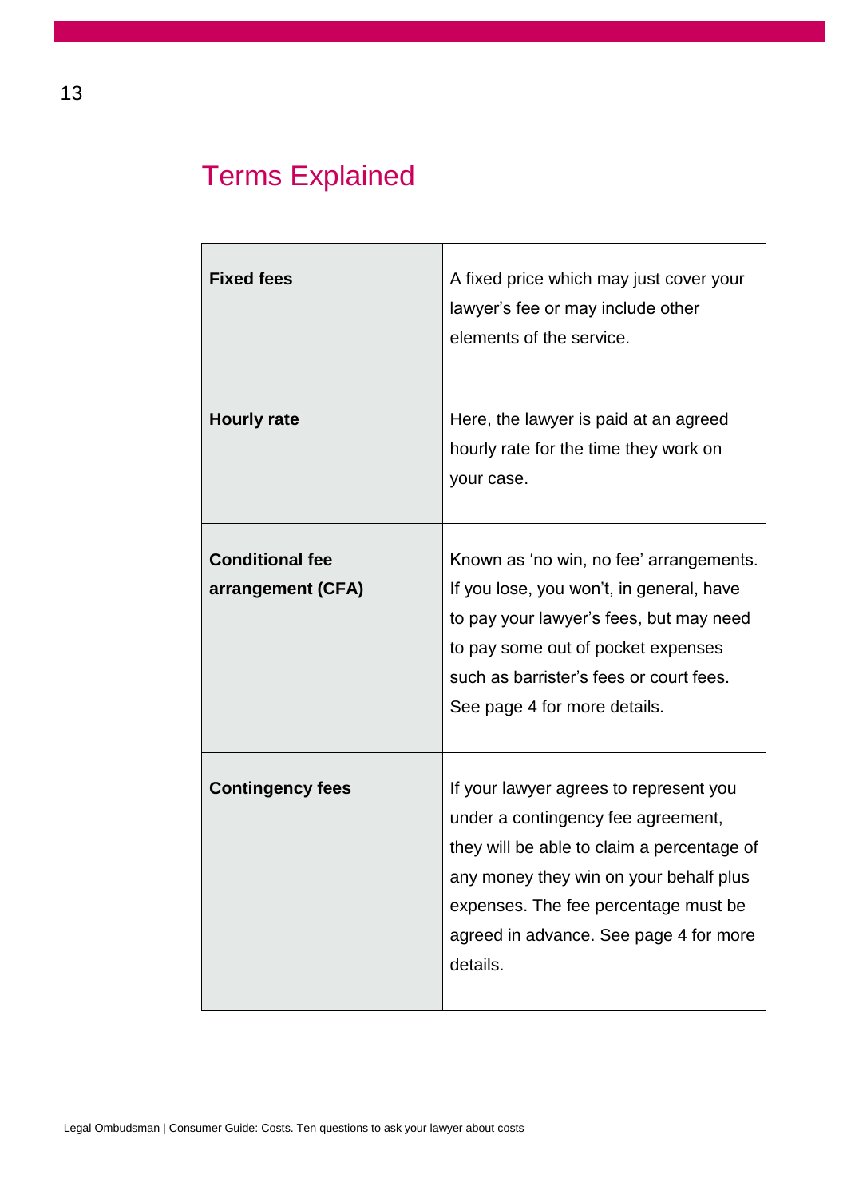## Terms Explained

| | |
|---|---|
| **Fixed fees** | A fixed price which may just cover your lawyer's fee or may include other elements of the service. |
| **Hourly rate** | Here, the lawyer is paid at an agreed hourly rate for the time they work on your case. |
| **Conditional fee arrangement (CFA)** | Known as 'no win, no fee' arrangements. If you lose, you won't, in general, have to pay your lawyer's fees, but may need to pay some out of pocket expenses such as barrister's fees or court fees. See page 4 for more details. |
| **Contingency fees** | If your lawyer agrees to represent you under a contingency fee agreement, they will be able to claim a percentage of any money they win on your behalf plus expenses. The fee percentage must be agreed in advance. See page 4 for more details. |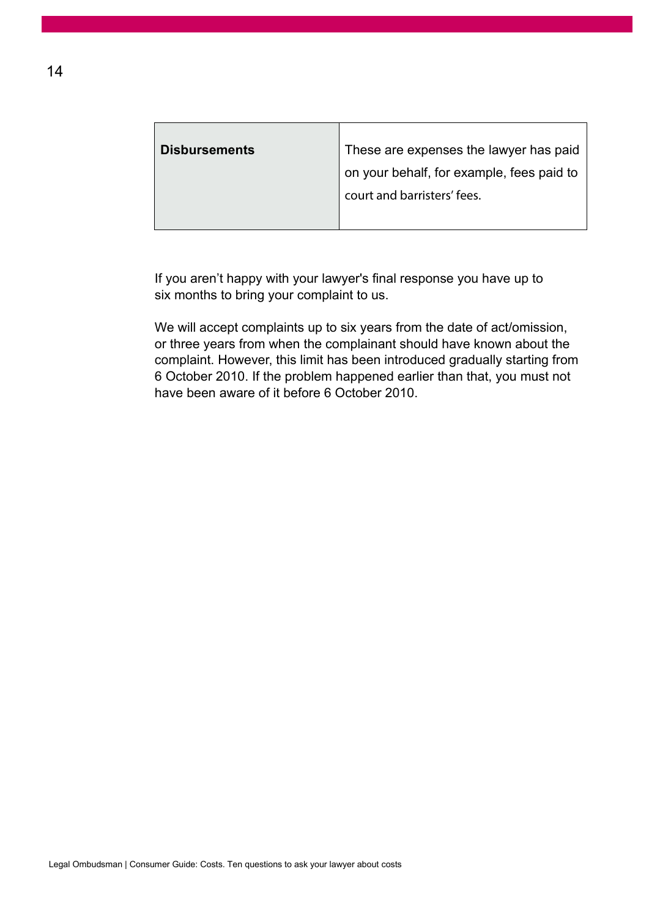| Disbursements | These are expenses the lawyer has paid on your behalf, for example, fees paid to court and barristers' fees. |
| --- | --- |

If you aren't happy with your lawyer's final response you have up to six months to bring your complaint to us.

We will accept complaints up to six years from the date of act/omission, or three years from when the complainant should have known about the complaint. However, this limit has been introduced gradually starting from 6 October 2010. If the problem happened earlier than that, you must not have been aware of it before 6 October 2010.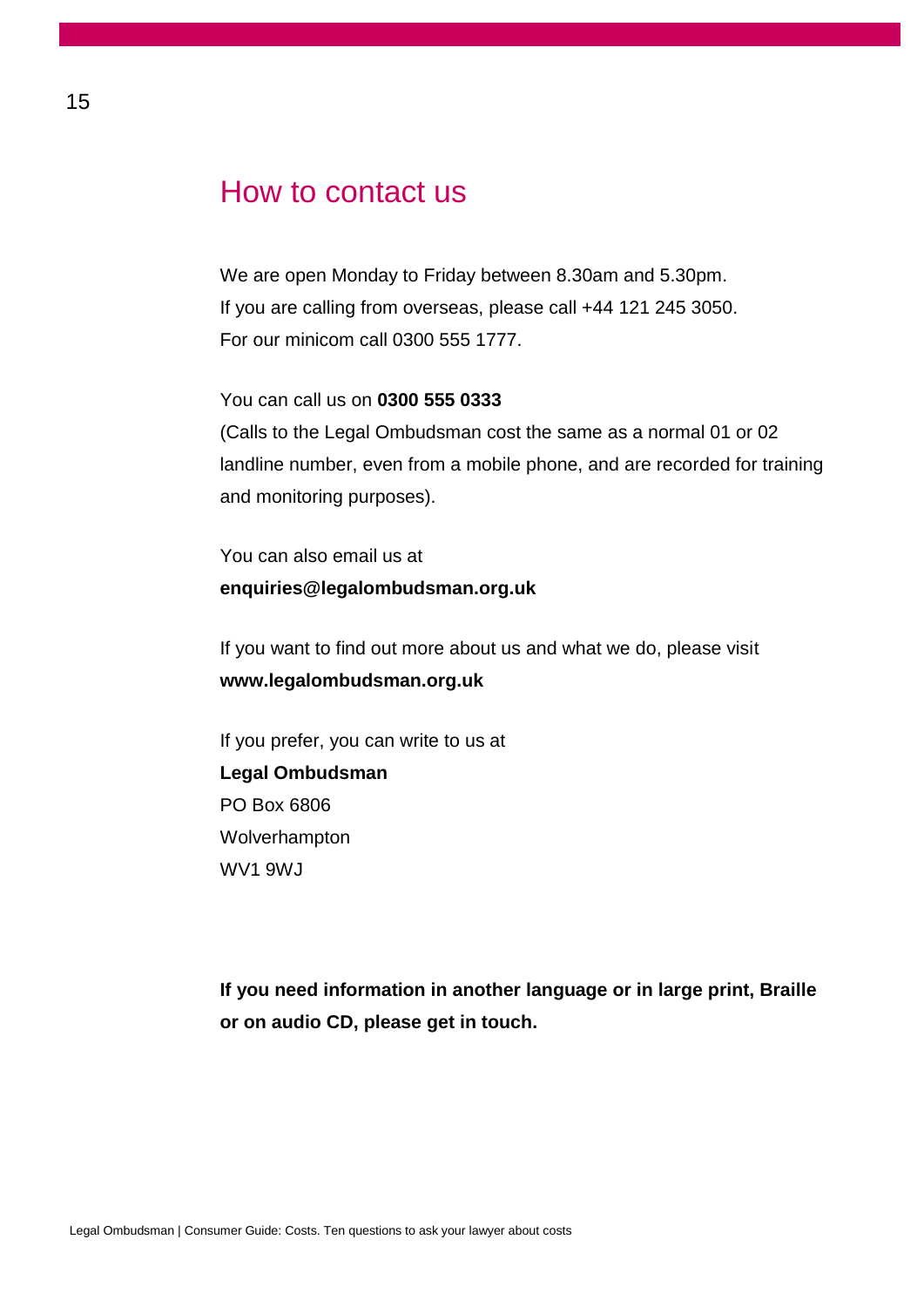## How to contact us

We are open Monday to Friday between 8.30am and 5.30pm.
If you are calling from overseas, please call +44 121 245 3050.
For our minicom call 0300 555 1777.

You can call us on **0300 555 0333**
(Calls to the Legal Ombudsman cost the same as a normal 01 or 02 landline number, even from a mobile phone, and are recorded for training and monitoring purposes).

You can also email us at
**enquiries@legalombudsman.org.uk**

If you want to find out more about us and what we do, please visit
**www.legalombudsman.org.uk**

If you prefer, you can write to us at
**Legal Ombudsman**
PO Box 6806
Wolverhampton
WV1 9WJ

**If you need information in another language or in large print, Braille or on audio CD, please get in touch.**